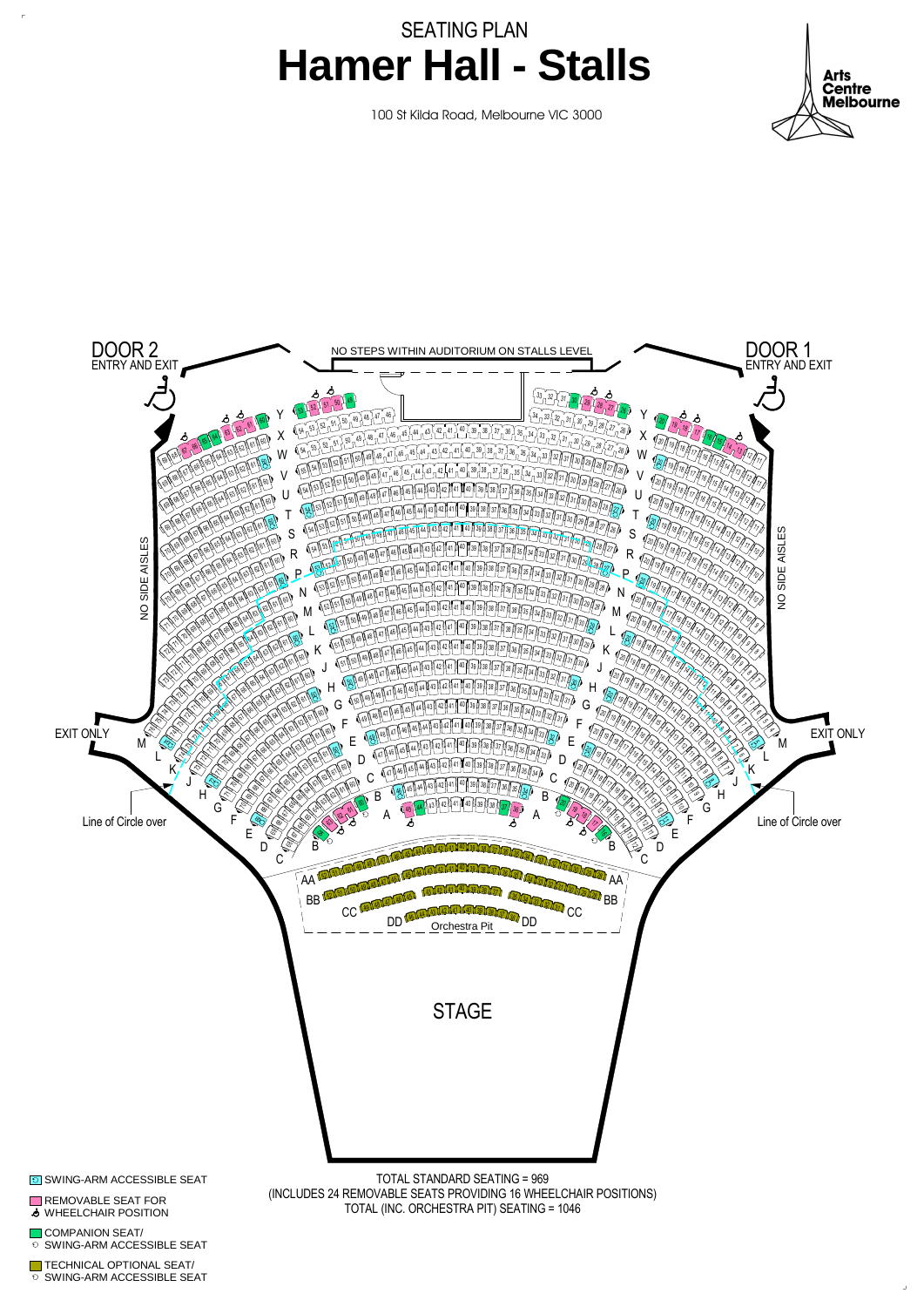SEATING PLAN

# Hamer Hall - Stalls

100 St Kilda Road, Melbourne VIC 3000

Arts Centre Melbourne

DOOR 2
ENTRY AND EXIT

NO STEPS WITHIN AUDITORIUM ON STALLS LEVEL

DOOR 1
ENTRY AND EXIT

NO SIDE AISLES

NO SIDE AISLES

EXIT ONLY

EXIT ONLY

Line of Circle over

Line of Circle over

Orchestra Pit

STAGE

- SWING-ARM ACCESSIBLE SEAT
- REMOVABLE SEAT FOR WHEELCHAIR POSITION
- COMPANION SEAT/ SWING-ARM ACCESSIBLE SEAT
- TECHNICAL OPTIONAL SEAT/ SWING-ARM ACCESSIBLE SEAT

TOTAL STANDARD SEATING = 969
(INCLUDES 24 REMOVABLE SEATS PROVIDING 16 WHEELCHAIR POSITIONS)
TOTAL (INC. ORCHESTRA PIT) SEATING = 1046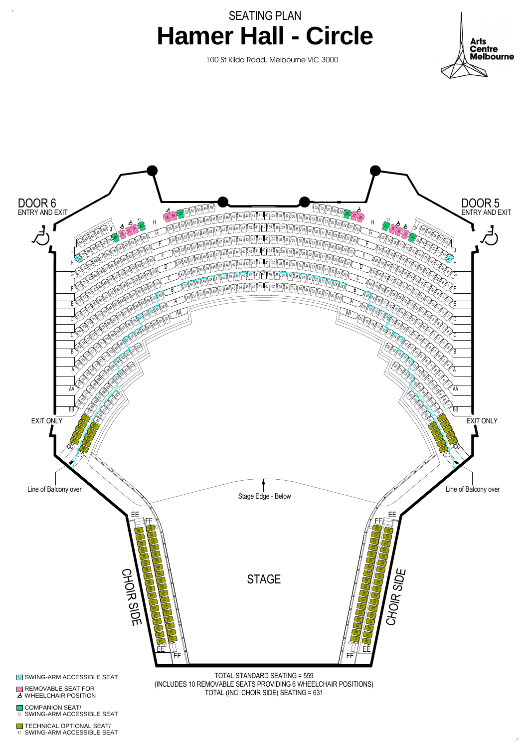SEATING PLAN

# Hamer Hall - Circle

100 St Kilda Road, Melbourne VIC 3000

Arts Centre Melbourne

DOOR 6
ENTRY AND EXIT

DOOR 5
ENTRY AND EXIT

EXIT ONLY

EXIT ONLY

Line of Balcony over

Stage Edge - Below

Line of Balcony over

STAGE

CHOIR SIDE

CHOIR SIDE

- SWING-ARM ACCESSIBLE SEAT
- REMOVABLE SEAT FOR WHEELCHAIR POSITION
- COMPANION SEAT/ SWING-ARM ACCESSIBLE SEAT
- TECHNICAL OPTIONAL SEAT/ SWING-ARM ACCESSIBLE SEAT

TOTAL STANDARD SEATING = 559
(INCLUDES 10 REMOVABLE SEATS PROVIDING 6 WHEELCHAIR POSITIONS)
TOTAL (INC. CHOIR SIDE) SEATING = 631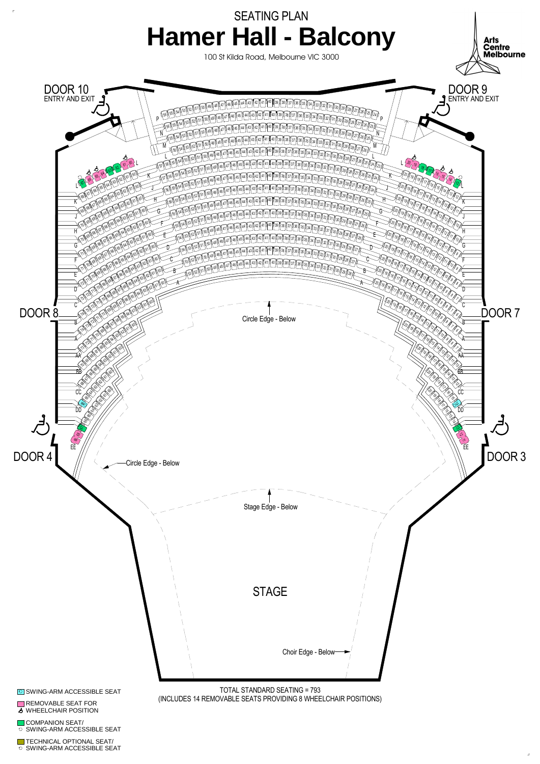SEATING PLAN

# Hamer Hall - Balcony

100 St Kilda Road, Melbourne VIC 3000

Arts Centre Melbourne

DOOR 10
ENTRY AND EXIT

DOOR 9
ENTRY AND EXIT

DOOR 8

DOOR 7

DOOR 4

DOOR 3

Circle Edge - Below

Circle Edge - Below

Stage Edge - Below

STAGE

Choir Edge - Below

- SWING-ARM ACCESSIBLE SEAT
- REMOVABLE SEAT FOR WHEELCHAIR POSITION
- COMPANION SEAT/ SWING-ARM ACCESSIBLE SEAT
- TECHNICAL OPTIONAL SEAT/ SWING-ARM ACCESSIBLE SEAT

TOTAL STANDARD SEATING = 793
(INCLUDES 14 REMOVABLE SEATS PROVIDING 8 WHEELCHAIR POSITIONS)